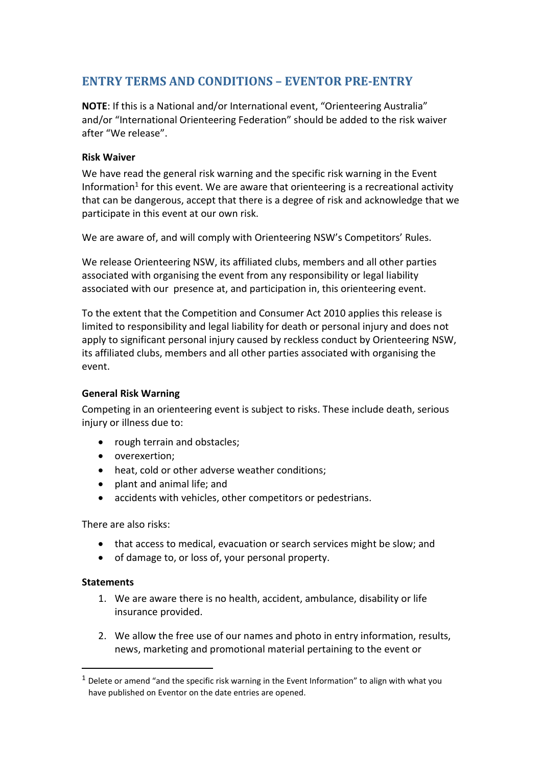## ENTRY TERMS AND CONDITIONS – EVENTOR PRE-ENTRY

**NOTE**: If this is a National and/or International event, "Orienteering Australia" and/or "International Orienteering Federation" should be added to the risk waiver after "We release".

### Risk Waiver

We have read the general risk warning and the specific risk warning in the Event Information[1] for this event. We are aware that orienteering is a recreational activity that can be dangerous, accept that there is a degree of risk and acknowledge that we participate in this event at our own risk.

We are aware of, and will comply with Orienteering NSW's Competitors' Rules.

We release Orienteering NSW, its affiliated clubs, members and all other parties associated with organising the event from any responsibility or legal liability associated with our presence at, and participation in, this orienteering event.

To the extent that the Competition and Consumer Act 2010 applies this release is limited to responsibility and legal liability for death or personal injury and does not apply to significant personal injury caused by reckless conduct by Orienteering NSW, its affiliated clubs, members and all other parties associated with organising the event.

### General Risk Warning

Competing in an orienteering event is subject to risks. These include death, serious injury or illness due to:

- rough terrain and obstacles;
- overexertion;
- heat, cold or other adverse weather conditions;
- plant and animal life; and
- accidents with vehicles, other competitors or pedestrians.

There are also risks:

- that access to medical, evacuation or search services might be slow; and
- of damage to, or loss of, your personal property.

### Statements

1. We are aware there is no health, accident, ambulance, disability or life insurance provided.

2. We allow the free use of our names and photo in entry information, results, news, marketing and promotional material pertaining to the event or

[1] Delete or amend "and the specific risk warning in the Event Information" to align with what you have published on Eventor on the date entries are opened.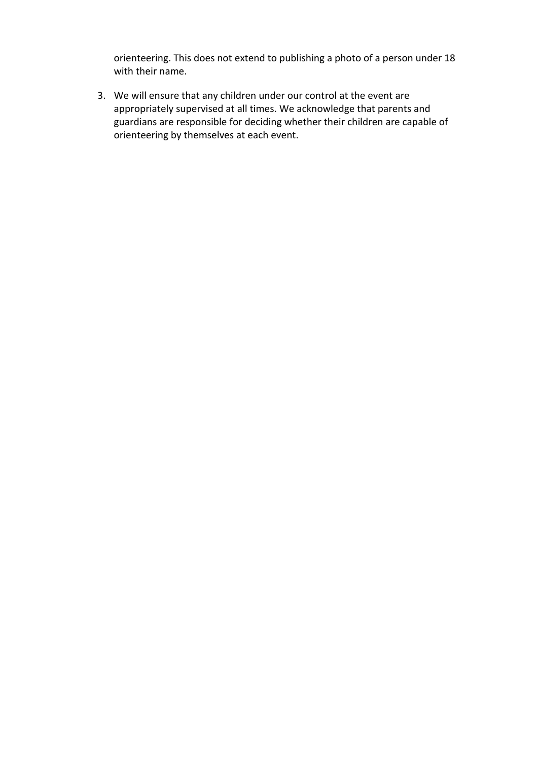orienteering. This does not extend to publishing a photo of a person under 18 with their name.

3. We will ensure that any children under our control at the event are appropriately supervised at all times. We acknowledge that parents and guardians are responsible for deciding whether their children are capable of orienteering by themselves at each event.